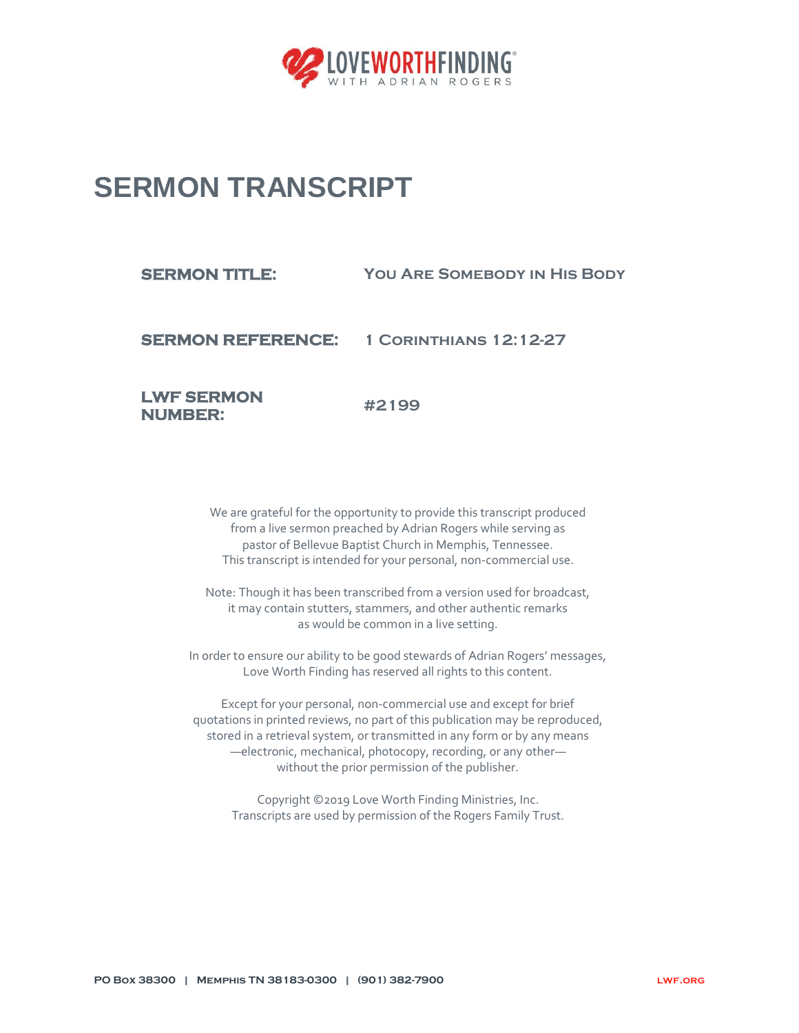LOVEWORTHFINDING® WITH ADRIAN ROGERS

# SERMON TRANSCRIPT

| | |
|---|---|
| **SERMON TITLE:** | **YOU ARE SOMEBODY IN HIS BODY** |
| **SERMON REFERENCE:** | **1 CORINTHIANS 12:12-27** |
| **LWF SERMON NUMBER:** | **#2199** |

We are grateful for the opportunity to provide this transcript produced from a live sermon preached by Adrian Rogers while serving as pastor of Bellevue Baptist Church in Memphis, Tennessee. This transcript is intended for your personal, non-commercial use.

Note: Though it has been transcribed from a version used for broadcast, it may contain stutters, stammers, and other authentic remarks as would be common in a live setting.

In order to ensure our ability to be good stewards of Adrian Rogers' messages, Love Worth Finding has reserved all rights to this content.

Except for your personal, non-commercial use and except for brief quotations in printed reviews, no part of this publication may be reproduced, stored in a retrieval system, or transmitted in any form or by any means —electronic, mechanical, photocopy, recording, or any other— without the prior permission of the publisher.

Copyright ©2019 Love Worth Finding Ministries, Inc.
Transcripts are used by permission of the Rogers Family Trust.

PO BOX 38300 | MEMPHIS TN 38183-0300 | (901) 382-7900 LWF.ORG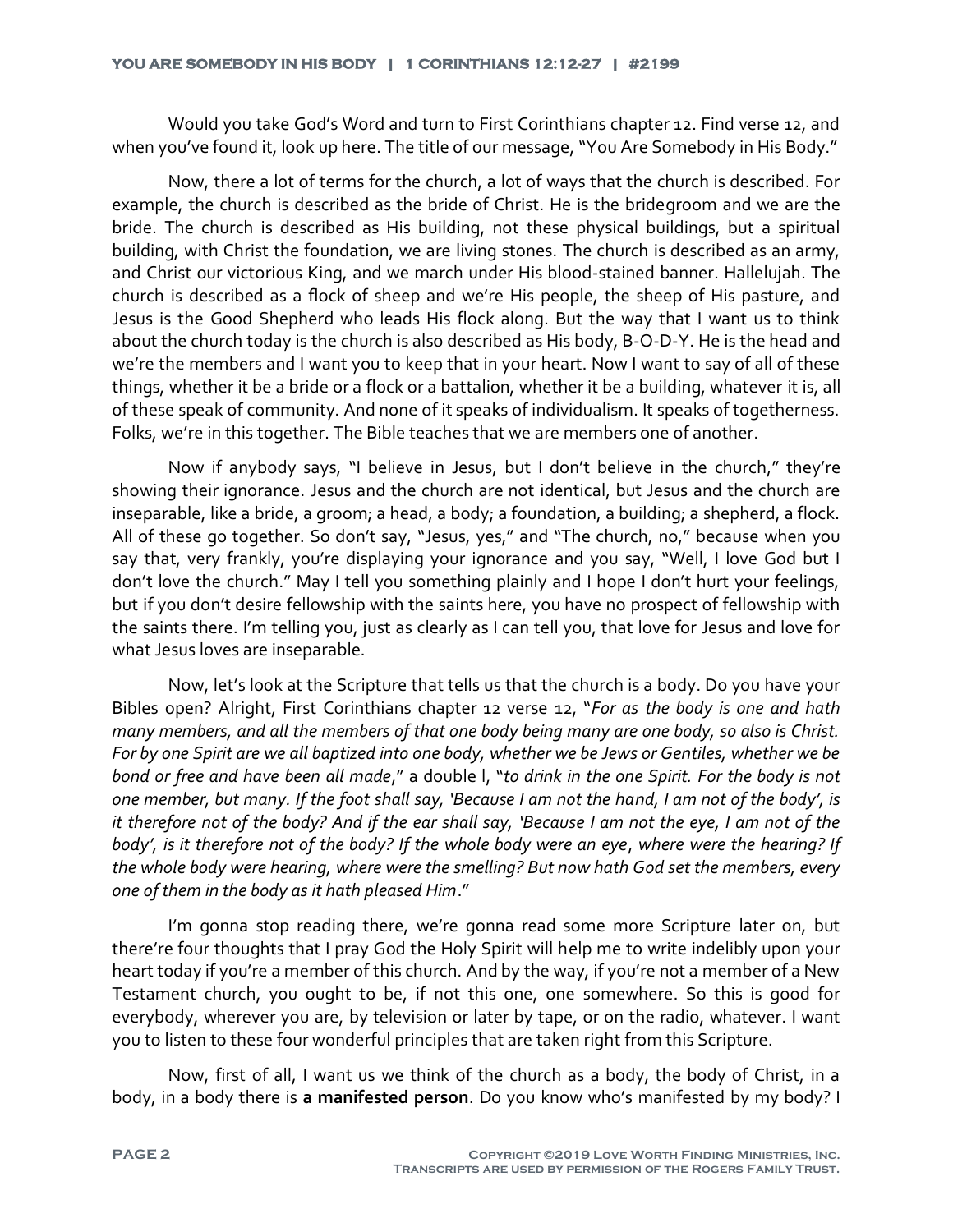Would you take God's Word and turn to First Corinthians chapter 12. Find verse 12, and when you've found it, look up here. The title of our message, "You Are Somebody in His Body."

Now, there a lot of terms for the church, a lot of ways that the church is described. For example, the church is described as the bride of Christ. He is the bridegroom and we are the bride. The church is described as His building, not these physical buildings, but a spiritual building, with Christ the foundation, we are living stones. The church is described as an army, and Christ our victorious King, and we march under His blood-stained banner. Hallelujah. The church is described as a flock of sheep and we're His people, the sheep of His pasture, and Jesus is the Good Shepherd who leads His flock along. But the way that I want us to think about the church today is the church is also described as His body, B-O-D-Y. He is the head and we're the members and I want you to keep that in your heart. Now I want to say of all of these things, whether it be a bride or a flock or a battalion, whether it be a building, whatever it is, all of these speak of community. And none of it speaks of individualism. It speaks of togetherness. Folks, we're in this together. The Bible teaches that we are members one of another.

Now if anybody says, "I believe in Jesus, but I don't believe in the church," they're showing their ignorance. Jesus and the church are not identical, but Jesus and the church are inseparable, like a bride, a groom; a head, a body; a foundation, a building; a shepherd, a flock. All of these go together. So don't say, "Jesus, yes," and "The church, no," because when you say that, very frankly, you're displaying your ignorance and you say, "Well, I love God but I don't love the church." May I tell you something plainly and I hope I don't hurt your feelings, but if you don't desire fellowship with the saints here, you have no prospect of fellowship with the saints there. I'm telling you, just as clearly as I can tell you, that love for Jesus and love for what Jesus loves are inseparable.

Now, let's look at the Scripture that tells us that the church is a body. Do you have your Bibles open? Alright, First Corinthians chapter 12 verse 12, "*For as the body is one and hath many members, and all the members of that one body being many are one body, so also is Christ. For by one Spirit are we all baptized into one body, whether we be Jews or Gentiles, whether we be bond or free and have been all made*," a double l, "*to drink in the one Spirit. For the body is not one member, but many. If the foot shall say, 'Because I am not the hand, I am not of the body', is it therefore not of the body? And if the ear shall say, 'Because I am not the eye, I am not of the body', is it therefore not of the body? If the whole body were an eye, where were the hearing? If the whole body were hearing, where were the smelling? But now hath God set the members, every one of them in the body as it hath pleased Him*."

I'm gonna stop reading there, we're gonna read some more Scripture later on, but there're four thoughts that I pray God the Holy Spirit will help me to write indelibly upon your heart today if you're a member of this church. And by the way, if you're not a member of a New Testament church, you ought to be, if not this one, one somewhere. So this is good for everybody, wherever you are, by television or later by tape, or on the radio, whatever. I want you to listen to these four wonderful principles that are taken right from this Scripture.

Now, first of all, I want us we think of the church as a body, the body of Christ, in a body, in a body there is **a manifested person**. Do you know who's manifested by my body? I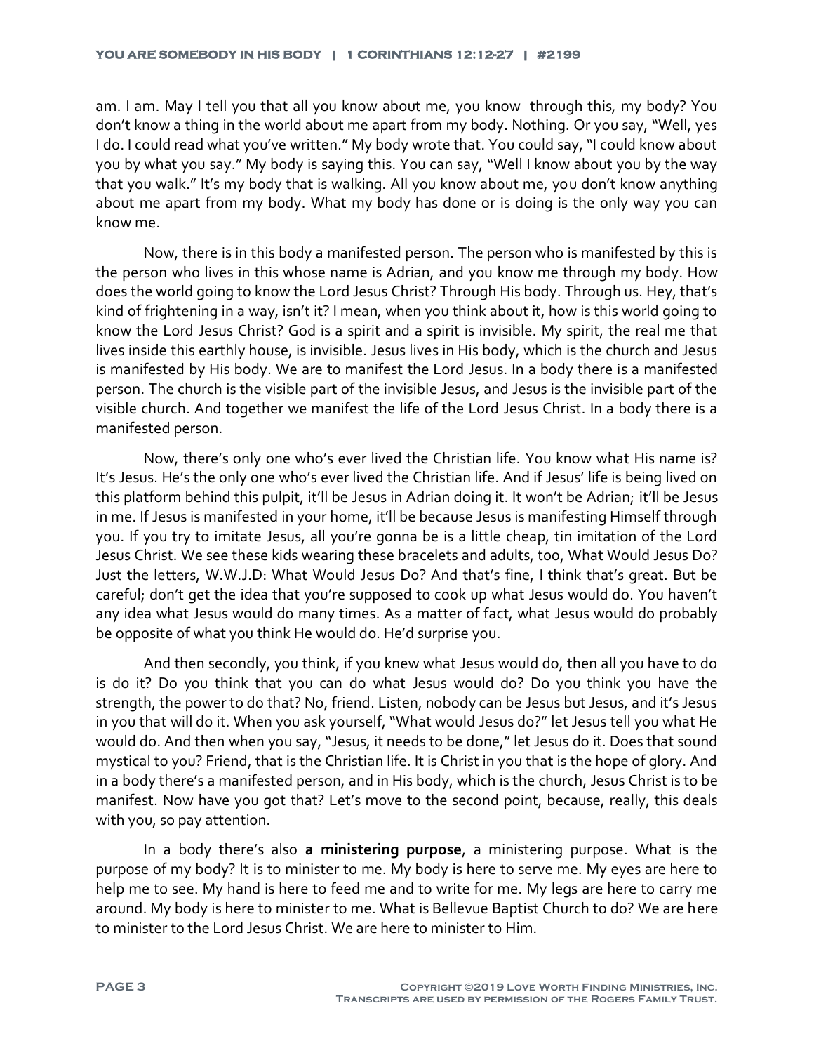am. I am. May I tell you that all you know about me, you know through this, my body? You don't know a thing in the world about me apart from my body. Nothing. Or you say, "Well, yes I do. I could read what you've written." My body wrote that. You could say, "I could know about you by what you say." My body is saying this. You can say, "Well I know about you by the way that you walk." It's my body that is walking. All you know about me, you don't know anything about me apart from my body. What my body has done or is doing is the only way you can know me.

Now, there is in this body a manifested person. The person who is manifested by this is the person who lives in this whose name is Adrian, and you know me through my body. How does the world going to know the Lord Jesus Christ? Through His body. Through us. Hey, that's kind of frightening in a way, isn't it? I mean, when you think about it, how is this world going to know the Lord Jesus Christ? God is a spirit and a spirit is invisible. My spirit, the real me that lives inside this earthly house, is invisible. Jesus lives in His body, which is the church and Jesus is manifested by His body. We are to manifest the Lord Jesus. In a body there is a manifested person. The church is the visible part of the invisible Jesus, and Jesus is the invisible part of the visible church. And together we manifest the life of the Lord Jesus Christ. In a body there is a manifested person.

Now, there's only one who's ever lived the Christian life. You know what His name is? It's Jesus. He's the only one who's ever lived the Christian life. And if Jesus' life is being lived on this platform behind this pulpit, it'll be Jesus in Adrian doing it. It won't be Adrian; it'll be Jesus in me. If Jesus is manifested in your home, it'll be because Jesus is manifesting Himself through you. If you try to imitate Jesus, all you're gonna be is a little cheap, tin imitation of the Lord Jesus Christ. We see these kids wearing these bracelets and adults, too, What Would Jesus Do? Just the letters, W.W.J.D: What Would Jesus Do? And that's fine, I think that's great. But be careful; don't get the idea that you're supposed to cook up what Jesus would do. You haven't any idea what Jesus would do many times. As a matter of fact, what Jesus would do probably be opposite of what you think He would do. He'd surprise you.

And then secondly, you think, if you knew what Jesus would do, then all you have to do is do it? Do you think that you can do what Jesus would do? Do you think you have the strength, the power to do that? No, friend. Listen, nobody can be Jesus but Jesus, and it's Jesus in you that will do it. When you ask yourself, "What would Jesus do?" let Jesus tell you what He would do. And then when you say, "Jesus, it needs to be done," let Jesus do it. Does that sound mystical to you? Friend, that is the Christian life. It is Christ in you that is the hope of glory. And in a body there's a manifested person, and in His body, which is the church, Jesus Christ is to be manifest. Now have you got that? Let's move to the second point, because, really, this deals with you, so pay attention.

In a body there's also **a ministering purpose**, a ministering purpose. What is the purpose of my body? It is to minister to me. My body is here to serve me. My eyes are here to help me to see. My hand is here to feed me and to write for me. My legs are here to carry me around. My body is here to minister to me. What is Bellevue Baptist Church to do? We are here to minister to the Lord Jesus Christ. We are here to minister to Him.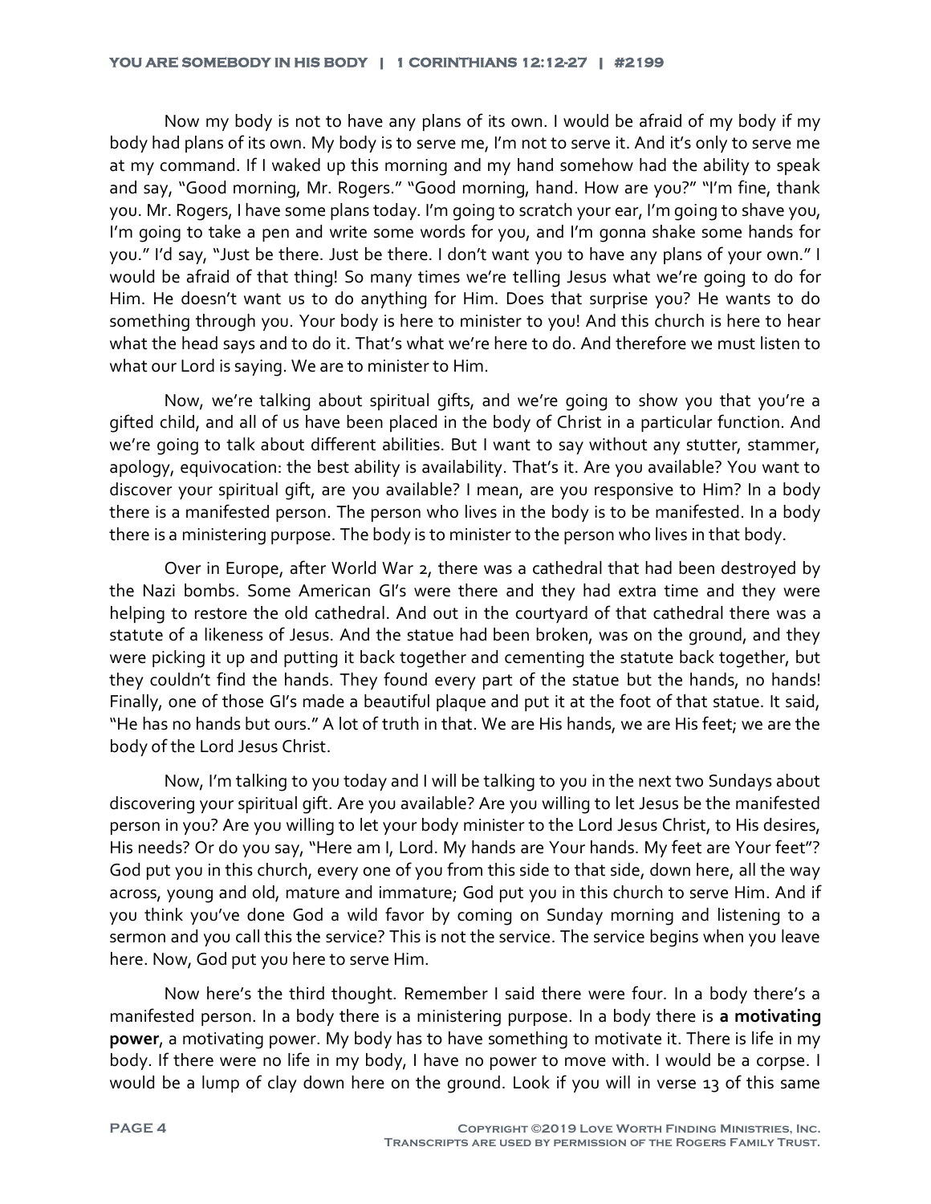Now my body is not to have any plans of its own. I would be afraid of my body if my body had plans of its own. My body is to serve me, I'm not to serve it. And it's only to serve me at my command. If I waked up this morning and my hand somehow had the ability to speak and say, "Good morning, Mr. Rogers." "Good morning, hand. How are you?" "I'm fine, thank you. Mr. Rogers, I have some plans today. I'm going to scratch your ear, I'm going to shave you, I'm going to take a pen and write some words for you, and I'm gonna shake some hands for you." I'd say, "Just be there. Just be there. I don't want you to have any plans of your own." I would be afraid of that thing! So many times we're telling Jesus what we're going to do for Him. He doesn't want us to do anything for Him. Does that surprise you? He wants to do something through you. Your body is here to minister to you! And this church is here to hear what the head says and to do it. That's what we're here to do. And therefore we must listen to what our Lord is saying. We are to minister to Him.

Now, we're talking about spiritual gifts, and we're going to show you that you're a gifted child, and all of us have been placed in the body of Christ in a particular function. And we're going to talk about different abilities. But I want to say without any stutter, stammer, apology, equivocation: the best ability is availability. That's it. Are you available? You want to discover your spiritual gift, are you available? I mean, are you responsive to Him? In a body there is a manifested person. The person who lives in the body is to be manifested. In a body there is a ministering purpose. The body is to minister to the person who lives in that body.

Over in Europe, after World War 2, there was a cathedral that had been destroyed by the Nazi bombs. Some American GI's were there and they had extra time and they were helping to restore the old cathedral. And out in the courtyard of that cathedral there was a statute of a likeness of Jesus. And the statue had been broken, was on the ground, and they were picking it up and putting it back together and cementing the statute back together, but they couldn't find the hands. They found every part of the statue but the hands, no hands! Finally, one of those GI's made a beautiful plaque and put it at the foot of that statue. It said, "He has no hands but ours." A lot of truth in that. We are His hands, we are His feet; we are the body of the Lord Jesus Christ.

Now, I'm talking to you today and I will be talking to you in the next two Sundays about discovering your spiritual gift. Are you available? Are you willing to let Jesus be the manifested person in you? Are you willing to let your body minister to the Lord Jesus Christ, to His desires, His needs? Or do you say, "Here am I, Lord. My hands are Your hands. My feet are Your feet"? God put you in this church, every one of you from this side to that side, down here, all the way across, young and old, mature and immature; God put you in this church to serve Him. And if you think you've done God a wild favor by coming on Sunday morning and listening to a sermon and you call this the service? This is not the service. The service begins when you leave here. Now, God put you here to serve Him.

Now here's the third thought. Remember I said there were four. In a body there's a manifested person. In a body there is a ministering purpose. In a body there is **a motivating power**, a motivating power. My body has to have something to motivate it. There is life in my body. If there were no life in my body, I have no power to move with. I would be a corpse. I would be a lump of clay down here on the ground. Look if you will in verse 13 of this same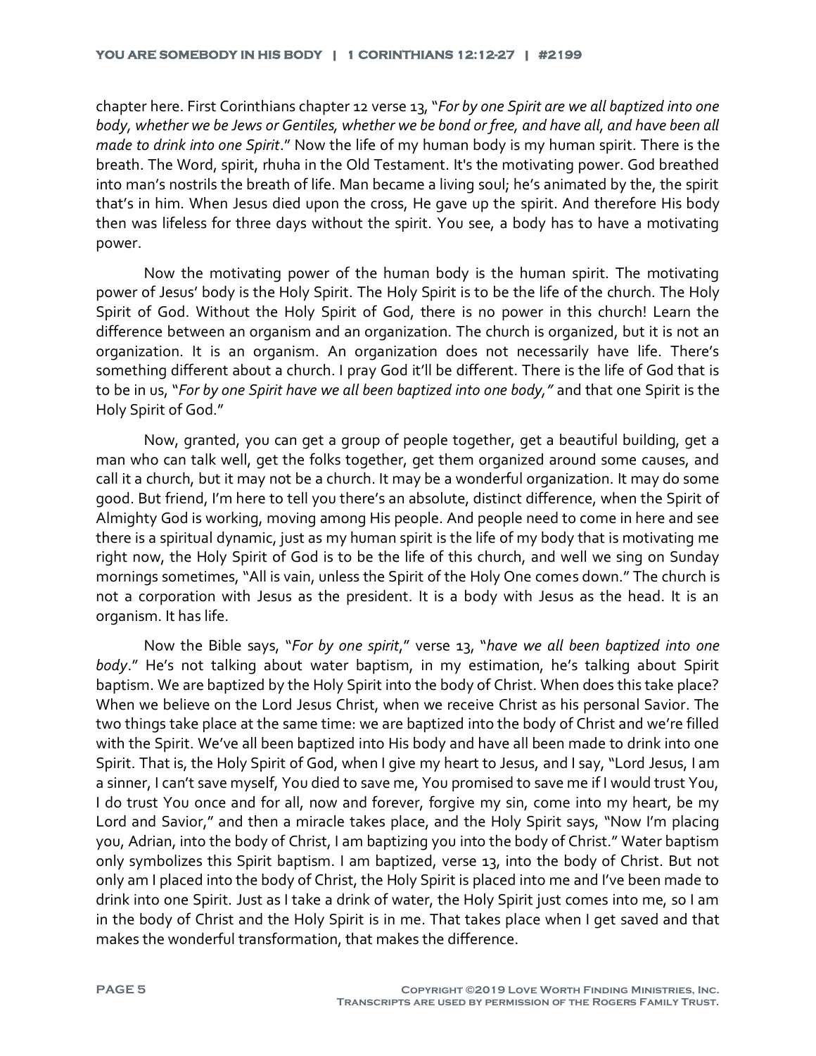chapter here. First Corinthians chapter 12 verse 13, "*For by one Spirit are we all baptized into one body, whether we be Jews or Gentiles, whether we be bond or free, and have all, and have been all made to drink into one Spirit*." Now the life of my human body is my human spirit. There is the breath. The Word, spirit, rhuha in the Old Testament. It's the motivating power. God breathed into man's nostrils the breath of life. Man became a living soul; he's animated by the, the spirit that's in him. When Jesus died upon the cross, He gave up the spirit. And therefore His body then was lifeless for three days without the spirit. You see, a body has to have a motivating power.

Now the motivating power of the human body is the human spirit. The motivating power of Jesus' body is the Holy Spirit. The Holy Spirit is to be the life of the church. The Holy Spirit of God. Without the Holy Spirit of God, there is no power in this church! Learn the difference between an organism and an organization. The church is organized, but it is not an organization. It is an organism. An organization does not necessarily have life. There's something different about a church. I pray God it'll be different. There is the life of God that is to be in us, "*For by one Spirit have we all been baptized into one body,*" and that one Spirit is the Holy Spirit of God."

Now, granted, you can get a group of people together, get a beautiful building, get a man who can talk well, get the folks together, get them organized around some causes, and call it a church, but it may not be a church. It may be a wonderful organization. It may do some good. But friend, I'm here to tell you there's an absolute, distinct difference, when the Spirit of Almighty God is working, moving among His people. And people need to come in here and see there is a spiritual dynamic, just as my human spirit is the life of my body that is motivating me right now, the Holy Spirit of God is to be the life of this church, and well we sing on Sunday mornings sometimes, "All is vain, unless the Spirit of the Holy One comes down." The church is not a corporation with Jesus as the president. It is a body with Jesus as the head. It is an organism. It has life.

Now the Bible says, "*For by one spirit*," verse 13, "*have we all been baptized into one body*." He's not talking about water baptism, in my estimation, he's talking about Spirit baptism. We are baptized by the Holy Spirit into the body of Christ. When does this take place? When we believe on the Lord Jesus Christ, when we receive Christ as his personal Savior. The two things take place at the same time: we are baptized into the body of Christ and we're filled with the Spirit. We've all been baptized into His body and have all been made to drink into one Spirit. That is, the Holy Spirit of God, when I give my heart to Jesus, and I say, "Lord Jesus, I am a sinner, I can't save myself, You died to save me, You promised to save me if I would trust You, I do trust You once and for all, now and forever, forgive my sin, come into my heart, be my Lord and Savior," and then a miracle takes place, and the Holy Spirit says, "Now I'm placing you, Adrian, into the body of Christ, I am baptizing you into the body of Christ." Water baptism only symbolizes this Spirit baptism. I am baptized, verse 13, into the body of Christ. But not only am I placed into the body of Christ, the Holy Spirit is placed into me and I've been made to drink into one Spirit. Just as I take a drink of water, the Holy Spirit just comes into me, so I am in the body of Christ and the Holy Spirit is in me. That takes place when I get saved and that makes the wonderful transformation, that makes the difference.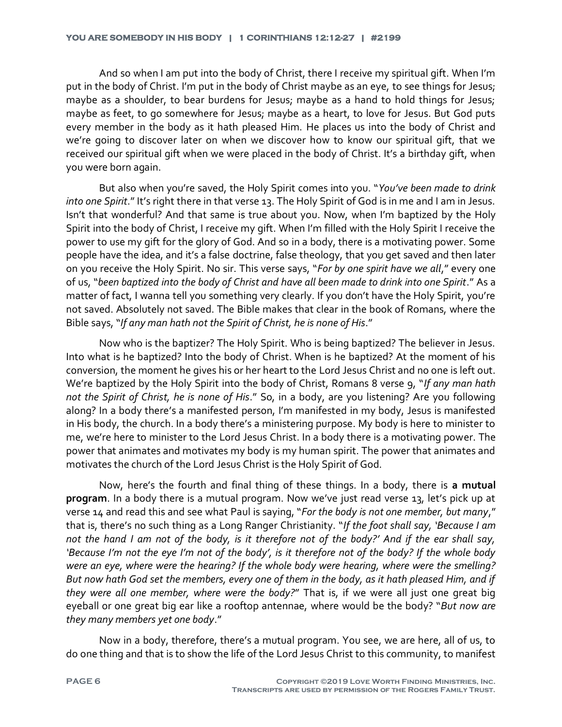And so when I am put into the body of Christ, there I receive my spiritual gift. When I'm put in the body of Christ. I'm put in the body of Christ maybe as an eye, to see things for Jesus; maybe as a shoulder, to bear burdens for Jesus; maybe as a hand to hold things for Jesus; maybe as feet, to go somewhere for Jesus; maybe as a heart, to love for Jesus. But God puts every member in the body as it hath pleased Him. He places us into the body of Christ and we're going to discover later on when we discover how to know our spiritual gift, that we received our spiritual gift when we were placed in the body of Christ. It's a birthday gift, when you were born again.

But also when you're saved, the Holy Spirit comes into you. "*You've been made to drink into one Spirit*." It's right there in that verse 13. The Holy Spirit of God is in me and I am in Jesus. Isn't that wonderful? And that same is true about you. Now, when I'm baptized by the Holy Spirit into the body of Christ, I receive my gift. When I'm filled with the Holy Spirit I receive the power to use my gift for the glory of God. And so in a body, there is a motivating power. Some people have the idea, and it's a false doctrine, false theology, that you get saved and then later on you receive the Holy Spirit. No sir. This verse says, "*For by one spirit have we all*," every one of us, "*been baptized into the body of Christ and have all been made to drink into one Spirit*." As a matter of fact, I wanna tell you something very clearly. If you don't have the Holy Spirit, you're not saved. Absolutely not saved. The Bible makes that clear in the book of Romans, where the Bible says, "*If any man hath not the Spirit of Christ, he is none of His*."

Now who is the baptizer? The Holy Spirit. Who is being baptized? The believer in Jesus. Into what is he baptized? Into the body of Christ. When is he baptized? At the moment of his conversion, the moment he gives his or her heart to the Lord Jesus Christ and no one is left out. We're baptized by the Holy Spirit into the body of Christ, Romans 8 verse 9, "*If any man hath not the Spirit of Christ, he is none of His*." So, in a body, are you listening? Are you following along? In a body there's a manifested person, I'm manifested in my body, Jesus is manifested in His body, the church. In a body there's a ministering purpose. My body is here to minister to me, we're here to minister to the Lord Jesus Christ. In a body there is a motivating power. The power that animates and motivates my body is my human spirit. The power that animates and motivates the church of the Lord Jesus Christ is the Holy Spirit of God.

Now, here's the fourth and final thing of these things. In a body, there is **a mutual program**. In a body there is a mutual program. Now we've just read verse 13, let's pick up at verse 14 and read this and see what Paul is saying, "*For the body is not one member, but many*," that is, there's no such thing as a Long Ranger Christianity. "*If the foot shall say, 'Because I am not the hand I am not of the body, is it therefore not of the body?' And if the ear shall say, 'Because I'm not the eye I'm not of the body', is it therefore not of the body? If the whole body were an eye, where were the hearing? If the whole body were hearing, where were the smelling? But now hath God set the members, every one of them in the body, as it hath pleased Him, and if they were all one member, where were the body?*" That is, if we were all just one great big eyeball or one great big ear like a rooftop antennae, where would be the body? "*But now are they many members yet one body*."

Now in a body, therefore, there's a mutual program. You see, we are here, all of us, to do one thing and that is to show the life of the Lord Jesus Christ to this community, to manifest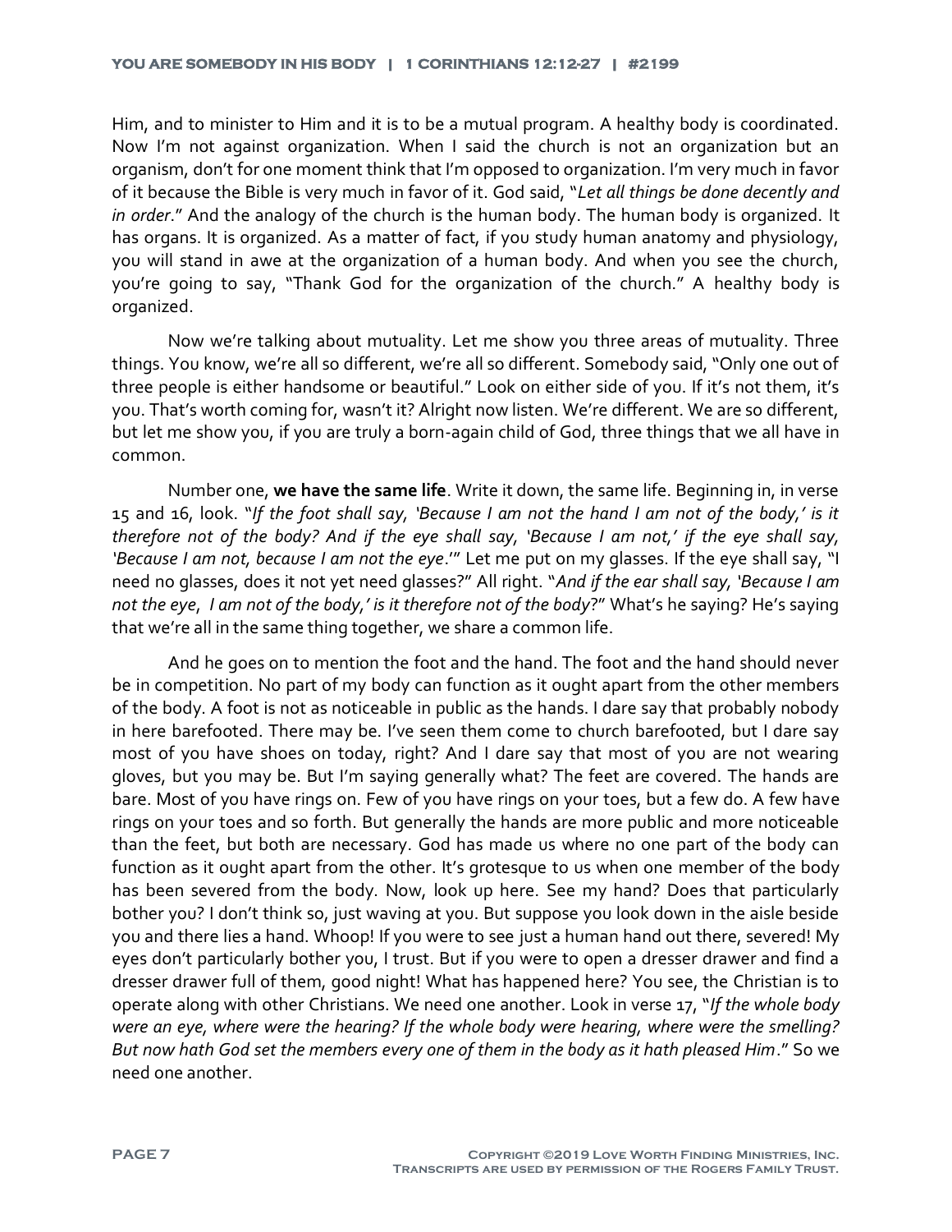Him, and to minister to Him and it is to be a mutual program. A healthy body is coordinated. Now I'm not against organization. When I said the church is not an organization but an organism, don't for one moment think that I'm opposed to organization. I'm very much in favor of it because the Bible is very much in favor of it. God said, "*Let all things be done decently and in order*." And the analogy of the church is the human body. The human body is organized. It has organs. It is organized. As a matter of fact, if you study human anatomy and physiology, you will stand in awe at the organization of a human body. And when you see the church, you're going to say, "Thank God for the organization of the church." A healthy body is organized.

Now we're talking about mutuality. Let me show you three areas of mutuality. Three things. You know, we're all so different, we're all so different. Somebody said, "Only one out of three people is either handsome or beautiful." Look on either side of you. If it's not them, it's you. That's worth coming for, wasn't it? Alright now listen. We're different. We are so different, but let me show you, if you are truly a born-again child of God, three things that we all have in common.

Number one, **we have the same life**. Write it down, the same life. Beginning in, in verse 15 and 16, look. "*If the foot shall say, 'Because I am not the hand I am not of the body,' is it therefore not of the body? And if the eye shall say, 'Because I am not,' if the eye shall say, 'Because I am not, because I am not the eye*.'" Let me put on my glasses. If the eye shall say, "I need no glasses, does it not yet need glasses?" All right. "*And if the ear shall say, 'Because I am not the eye, I am not of the body,' is it therefore not of the body*?" What's he saying? He's saying that we're all in the same thing together, we share a common life.

And he goes on to mention the foot and the hand. The foot and the hand should never be in competition. No part of my body can function as it ought apart from the other members of the body. A foot is not as noticeable in public as the hands. I dare say that probably nobody in here barefooted. There may be. I've seen them come to church barefooted, but I dare say most of you have shoes on today, right? And I dare say that most of you are not wearing gloves, but you may be. But I'm saying generally what? The feet are covered. The hands are bare. Most of you have rings on. Few of you have rings on your toes, but a few do. A few have rings on your toes and so forth. But generally the hands are more public and more noticeable than the feet, but both are necessary. God has made us where no one part of the body can function as it ought apart from the other. It's grotesque to us when one member of the body has been severed from the body. Now, look up here. See my hand? Does that particularly bother you? I don't think so, just waving at you. But suppose you look down in the aisle beside you and there lies a hand. Whoop! If you were to see just a human hand out there, severed! My eyes don't particularly bother you, I trust. But if you were to open a dresser drawer and find a dresser drawer full of them, good night! What has happened here? You see, the Christian is to operate along with other Christians. We need one another. Look in verse 17, "*If the whole body were an eye, where were the hearing? If the whole body were hearing, where were the smelling? But now hath God set the members every one of them in the body as it hath pleased Him*." So we need one another.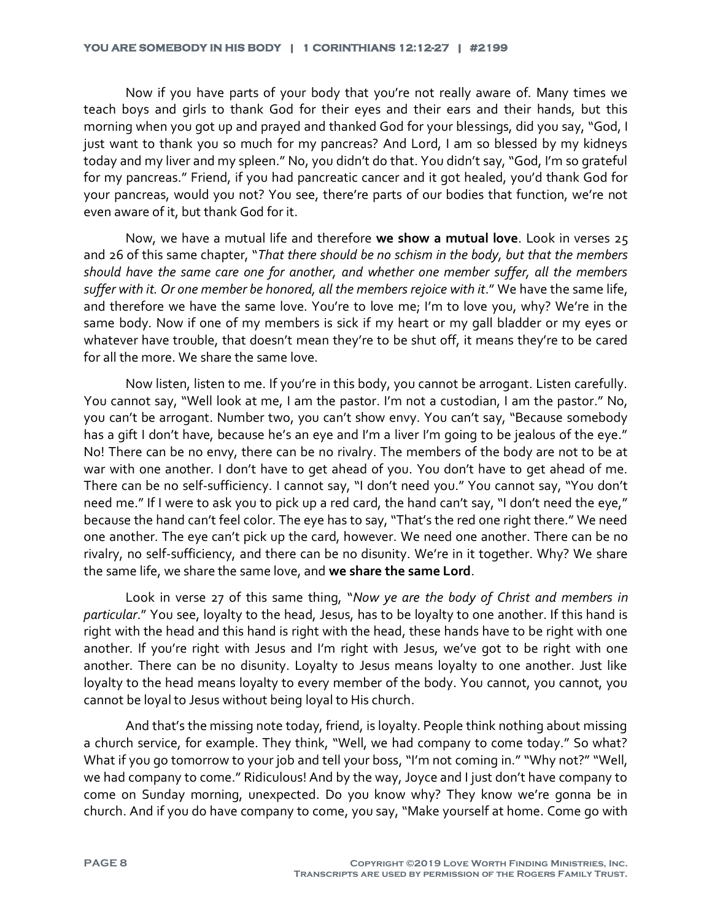Now if you have parts of your body that you're not really aware of. Many times we teach boys and girls to thank God for their eyes and their ears and their hands, but this morning when you got up and prayed and thanked God for your blessings, did you say, "God, I just want to thank you so much for my pancreas? And Lord, I am so blessed by my kidneys today and my liver and my spleen." No, you didn't do that. You didn't say, "God, I'm so grateful for my pancreas." Friend, if you had pancreatic cancer and it got healed, you'd thank God for your pancreas, would you not? You see, there're parts of our bodies that function, we're not even aware of it, but thank God for it.

Now, we have a mutual life and therefore **we show a mutual love**. Look in verses 25 and 26 of this same chapter, "*That there should be no schism in the body, but that the members should have the same care one for another, and whether one member suffer, all the members suffer with it. Or one member be honored, all the members rejoice with it*." We have the same life, and therefore we have the same love. You're to love me; I'm to love you, why? We're in the same body. Now if one of my members is sick if my heart or my gall bladder or my eyes or whatever have trouble, that doesn't mean they're to be shut off, it means they're to be cared for all the more. We share the same love.

Now listen, listen to me. If you're in this body, you cannot be arrogant. Listen carefully. You cannot say, "Well look at me, I am the pastor. I'm not a custodian, I am the pastor." No, you can't be arrogant. Number two, you can't show envy. You can't say, "Because somebody has a gift I don't have, because he's an eye and I'm a liver I'm going to be jealous of the eye." No! There can be no envy, there can be no rivalry. The members of the body are not to be at war with one another. I don't have to get ahead of you. You don't have to get ahead of me. There can be no self-sufficiency. I cannot say, "I don't need you." You cannot say, "You don't need me." If I were to ask you to pick up a red card, the hand can't say, "I don't need the eye," because the hand can't feel color. The eye has to say, "That's the red one right there." We need one another. The eye can't pick up the card, however. We need one another. There can be no rivalry, no self-sufficiency, and there can be no disunity. We're in it together. Why? We share the same life, we share the same love, and **we share the same Lord**.

Look in verse 27 of this same thing, "*Now ye are the body of Christ and members in particular*." You see, loyalty to the head, Jesus, has to be loyalty to one another. If this hand is right with the head and this hand is right with the head, these hands have to be right with one another. If you're right with Jesus and I'm right with Jesus, we've got to be right with one another. There can be no disunity. Loyalty to Jesus means loyalty to one another. Just like loyalty to the head means loyalty to every member of the body. You cannot, you cannot, you cannot be loyal to Jesus without being loyal to His church.

And that's the missing note today, friend, is loyalty. People think nothing about missing a church service, for example. They think, "Well, we had company to come today." So what? What if you go tomorrow to your job and tell your boss, "I'm not coming in." "Why not?" "Well, we had company to come." Ridiculous! And by the way, Joyce and I just don't have company to come on Sunday morning, unexpected. Do you know why? They know we're gonna be in church. And if you do have company to come, you say, "Make yourself at home. Come go with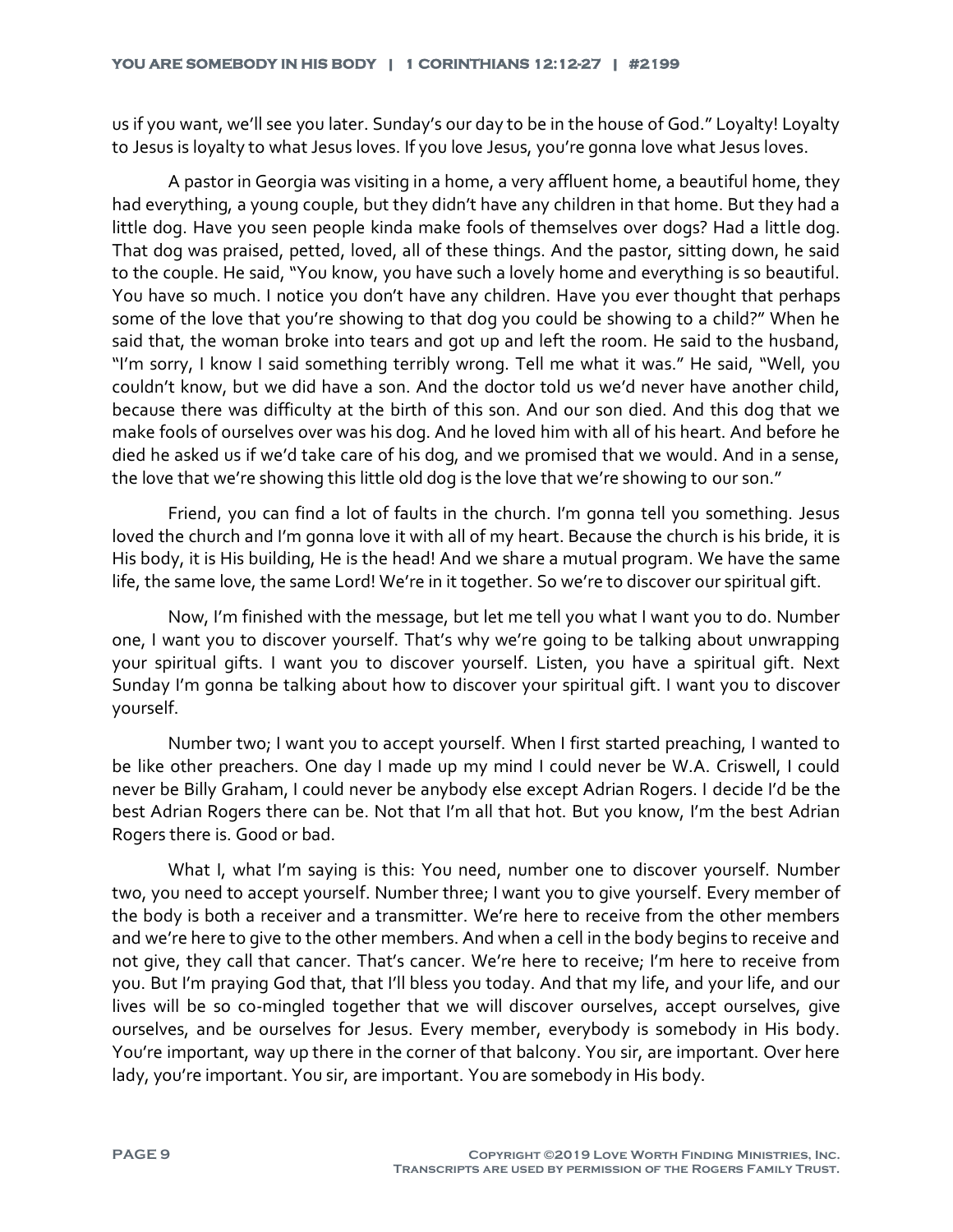us if you want, we'll see you later. Sunday's our day to be in the house of God." Loyalty! Loyalty to Jesus is loyalty to what Jesus loves. If you love Jesus, you're gonna love what Jesus loves.

A pastor in Georgia was visiting in a home, a very affluent home, a beautiful home, they had everything, a young couple, but they didn't have any children in that home. But they had a little dog. Have you seen people kinda make fools of themselves over dogs? Had a little dog. That dog was praised, petted, loved, all of these things. And the pastor, sitting down, he said to the couple. He said, "You know, you have such a lovely home and everything is so beautiful. You have so much. I notice you don't have any children. Have you ever thought that perhaps some of the love that you're showing to that dog you could be showing to a child?" When he said that, the woman broke into tears and got up and left the room. He said to the husband, "I'm sorry, I know I said something terribly wrong. Tell me what it was." He said, "Well, you couldn't know, but we did have a son. And the doctor told us we'd never have another child, because there was difficulty at the birth of this son. And our son died. And this dog that we make fools of ourselves over was his dog. And he loved him with all of his heart. And before he died he asked us if we'd take care of his dog, and we promised that we would. And in a sense, the love that we're showing this little old dog is the love that we're showing to our son."

Friend, you can find a lot of faults in the church. I'm gonna tell you something. Jesus loved the church and I'm gonna love it with all of my heart. Because the church is his bride, it is His body, it is His building, He is the head! And we share a mutual program. We have the same life, the same love, the same Lord! We're in it together. So we're to discover our spiritual gift.

Now, I'm finished with the message, but let me tell you what I want you to do. Number one, I want you to discover yourself. That's why we're going to be talking about unwrapping your spiritual gifts. I want you to discover yourself. Listen, you have a spiritual gift. Next Sunday I'm gonna be talking about how to discover your spiritual gift. I want you to discover yourself.

Number two; I want you to accept yourself. When I first started preaching, I wanted to be like other preachers. One day I made up my mind I could never be W.A. Criswell, I could never be Billy Graham, I could never be anybody else except Adrian Rogers. I decide I'd be the best Adrian Rogers there can be. Not that I'm all that hot. But you know, I'm the best Adrian Rogers there is. Good or bad.

What I, what I'm saying is this: You need, number one to discover yourself. Number two, you need to accept yourself. Number three; I want you to give yourself. Every member of the body is both a receiver and a transmitter. We're here to receive from the other members and we're here to give to the other members. And when a cell in the body begins to receive and not give, they call that cancer. That's cancer. We're here to receive; I'm here to receive from you. But I'm praying God that, that I'll bless you today. And that my life, and your life, and our lives will be so co-mingled together that we will discover ourselves, accept ourselves, give ourselves, and be ourselves for Jesus. Every member, everybody is somebody in His body. You're important, way up there in the corner of that balcony. You sir, are important. Over here lady, you're important. You sir, are important. You are somebody in His body.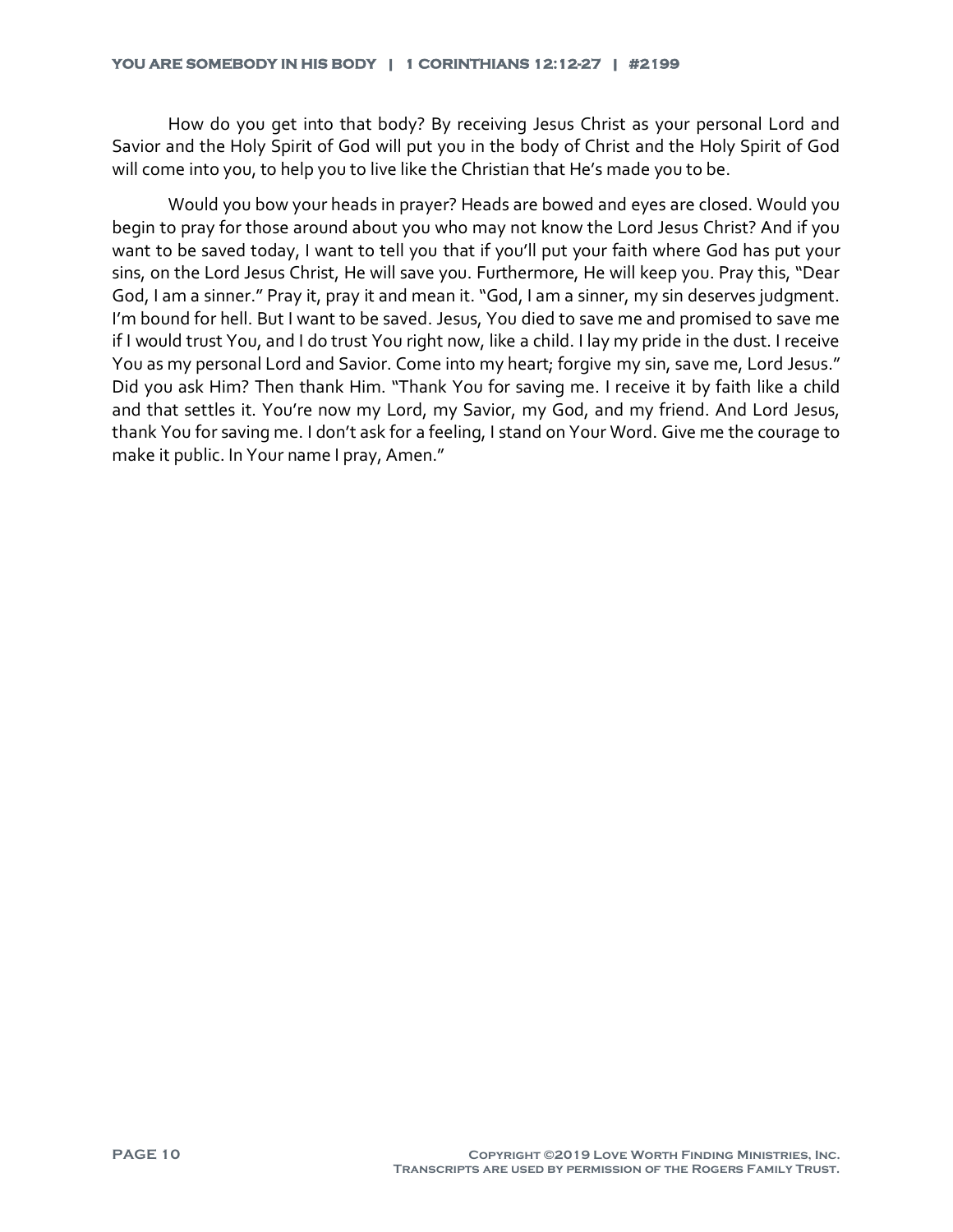How do you get into that body? By receiving Jesus Christ as your personal Lord and Savior and the Holy Spirit of God will put you in the body of Christ and the Holy Spirit of God will come into you, to help you to live like the Christian that He's made you to be.

Would you bow your heads in prayer? Heads are bowed and eyes are closed. Would you begin to pray for those around about you who may not know the Lord Jesus Christ? And if you want to be saved today, I want to tell you that if you'll put your faith where God has put your sins, on the Lord Jesus Christ, He will save you. Furthermore, He will keep you. Pray this, "Dear God, I am a sinner." Pray it, pray it and mean it. "God, I am a sinner, my sin deserves judgment. I'm bound for hell. But I want to be saved. Jesus, You died to save me and promised to save me if I would trust You, and I do trust You right now, like a child. I lay my pride in the dust. I receive You as my personal Lord and Savior. Come into my heart; forgive my sin, save me, Lord Jesus." Did you ask Him? Then thank Him. "Thank You for saving me. I receive it by faith like a child and that settles it. You're now my Lord, my Savior, my God, and my friend. And Lord Jesus, thank You for saving me. I don't ask for a feeling, I stand on Your Word. Give me the courage to make it public. In Your name I pray, Amen."